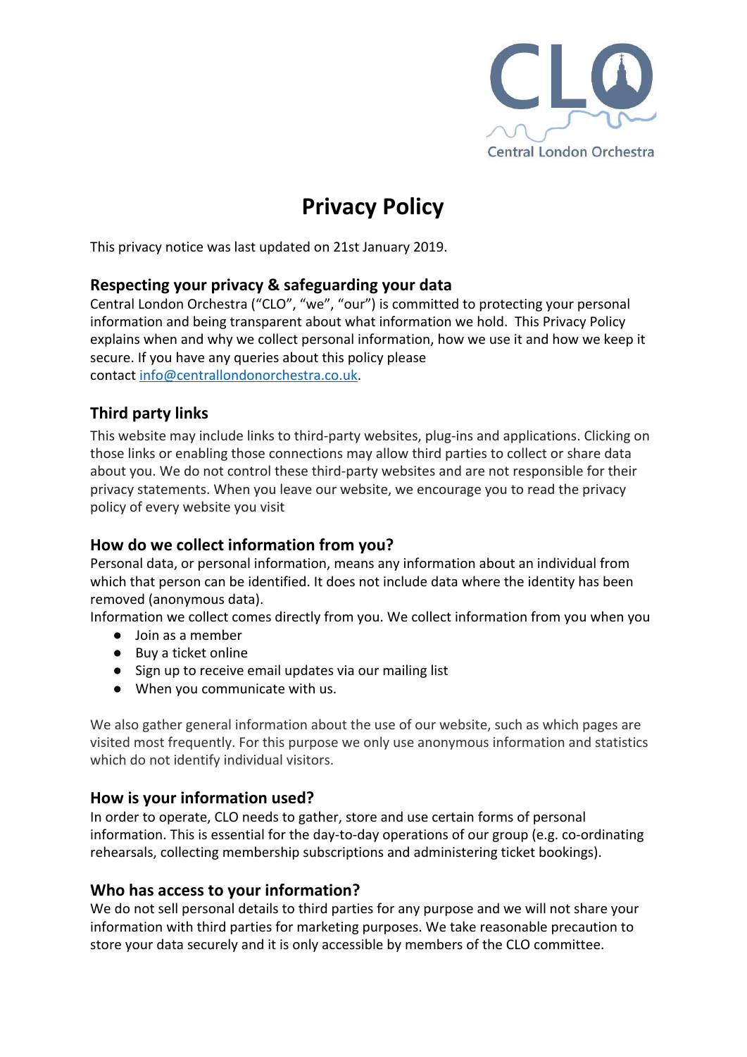# Privacy Policy

This privacy notice was last updated on 21st January 2019.

## Respecting your privacy & safeguarding your data

Central London Orchestra ("CLO", "we", "our") is committed to protecting your personal information and being transparent about what information we hold. This Privacy Policy explains when and why we collect personal information, how we use it and how we keep it secure. If you have any queries about this policy please contact info@centrallondonorchestra.co.uk.

## Third party links

This website may include links to third-party websites, plug-ins and applications. Clicking on those links or enabling those connections may allow third parties to collect or share data about you. We do not control these third-party websites and are not responsible for their privacy statements. When you leave our website, we encourage you to read the privacy policy of every website you visit

## How do we collect information from you?

Personal data, or personal information, means any information about an individual from which that person can be identified. It does not include data where the identity has been removed (anonymous data).

Information we collect comes directly from you. We collect information from you when you

- Join as a member
- Buy a ticket online
- Sign up to receive email updates via our mailing list
- When you communicate with us.

We also gather general information about the use of our website, such as which pages are visited most frequently. For this purpose we only use anonymous information and statistics which do not identify individual visitors.

## How is your information used?

In order to operate, CLO needs to gather, store and use certain forms of personal information. This is essential for the day-to-day operations of our group (e.g. co-ordinating rehearsals, collecting membership subscriptions and administering ticket bookings).

## Who has access to your information?

We do not sell personal details to third parties for any purpose and we will not share your information with third parties for marketing purposes. We take reasonable precaution to store your data securely and it is only accessible by members of the CLO committee.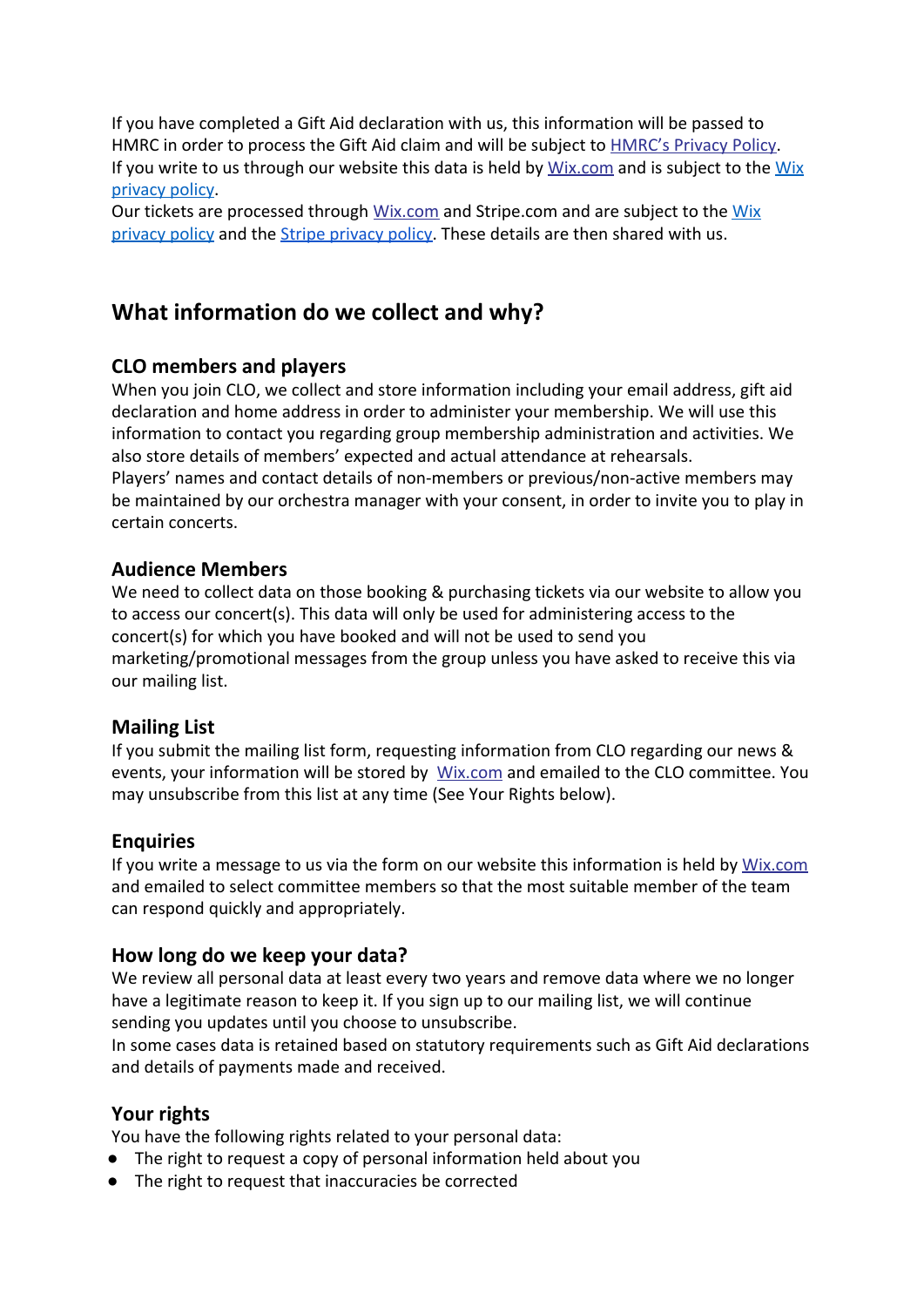If you have completed a Gift Aid declaration with us, this information will be passed to HMRC in order to process the Gift Aid claim and will be subject to HMRC's Privacy Policy.
If you write to us through our website this data is held by Wix.com and is subject to the Wix privacy policy.
Our tickets are processed through Wix.com and Stripe.com and are subject to the Wix privacy policy and the Stripe privacy policy. These details are then shared with us.

## What information do we collect and why?

### CLO members and players

When you join CLO, we collect and store information including your email address, gift aid declaration and home address in order to administer your membership. We will use this information to contact you regarding group membership administration and activities. We also store details of members' expected and actual attendance at rehearsals.
Players' names and contact details of non-members or previous/non-active members may be maintained by our orchestra manager with your consent, in order to invite you to play in certain concerts.

### Audience Members

We need to collect data on those booking & purchasing tickets via our website to allow you to access our concert(s). This data will only be used for administering access to the concert(s) for which you have booked and will not be used to send you marketing/promotional messages from the group unless you have asked to receive this via our mailing list.

### Mailing List

If you submit the mailing list form, requesting information from CLO regarding our news & events, your information will be stored by Wix.com and emailed to the CLO committee. You may unsubscribe from this list at any time (See Your Rights below).

### Enquiries

If you write a message to us via the form on our website this information is held by Wix.com and emailed to select committee members so that the most suitable member of the team can respond quickly and appropriately.

### How long do we keep your data?

We review all personal data at least every two years and remove data where we no longer have a legitimate reason to keep it. If you sign up to our mailing list, we will continue sending you updates until you choose to unsubscribe.
In some cases data is retained based on statutory requirements such as Gift Aid declarations and details of payments made and received.

### Your rights

You have the following rights related to your personal data:

- The right to request a copy of personal information held about you
- The right to request that inaccuracies be corrected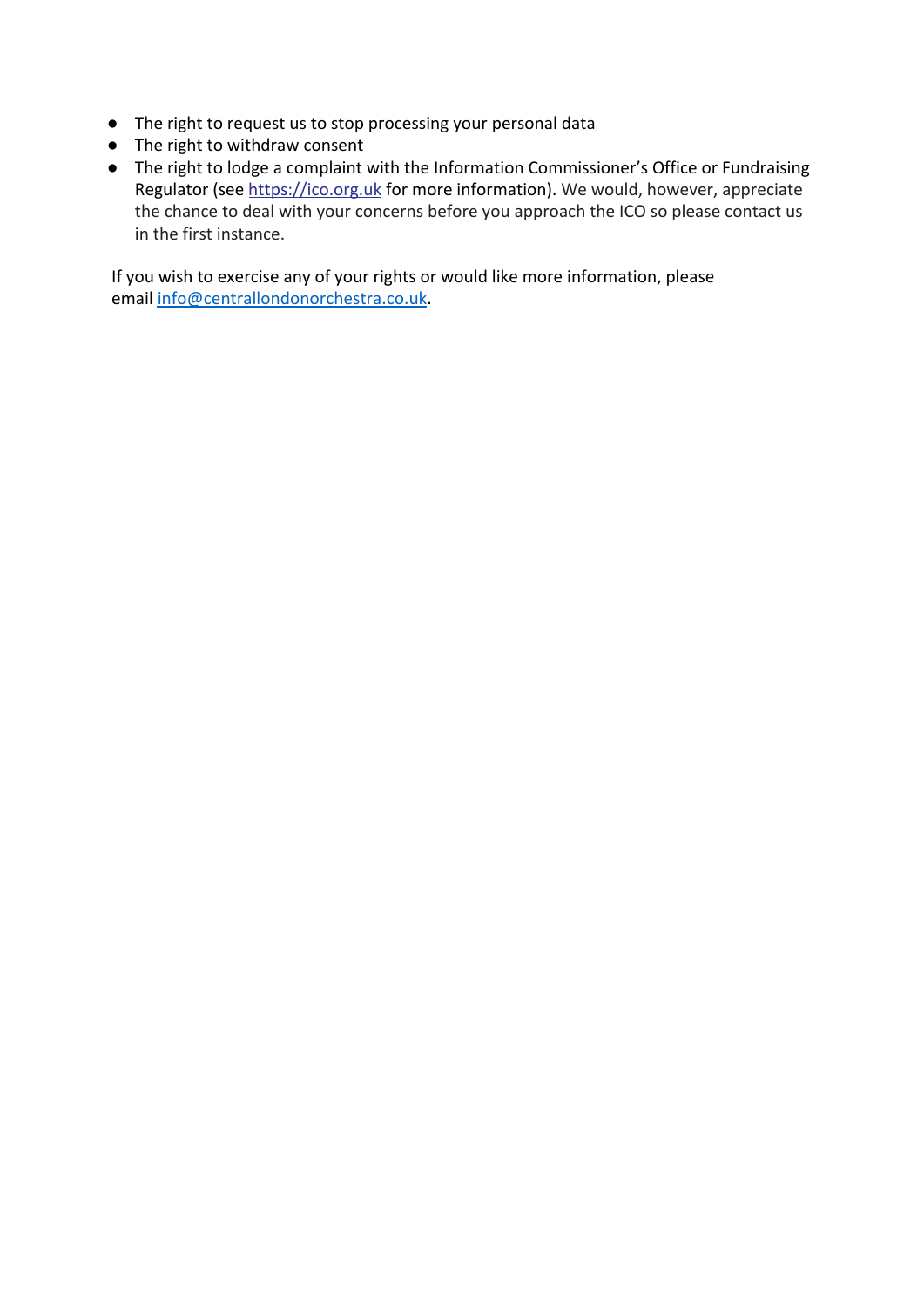- The right to request us to stop processing your personal data
- The right to withdraw consent
- The right to lodge a complaint with the Information Commissioner's Office or Fundraising Regulator (see https://ico.org.uk for more information). We would, however, appreciate the chance to deal with your concerns before you approach the ICO so please contact us in the first instance.

If you wish to exercise any of your rights or would like more information, please email info@centrallondonorchestra.co.uk.